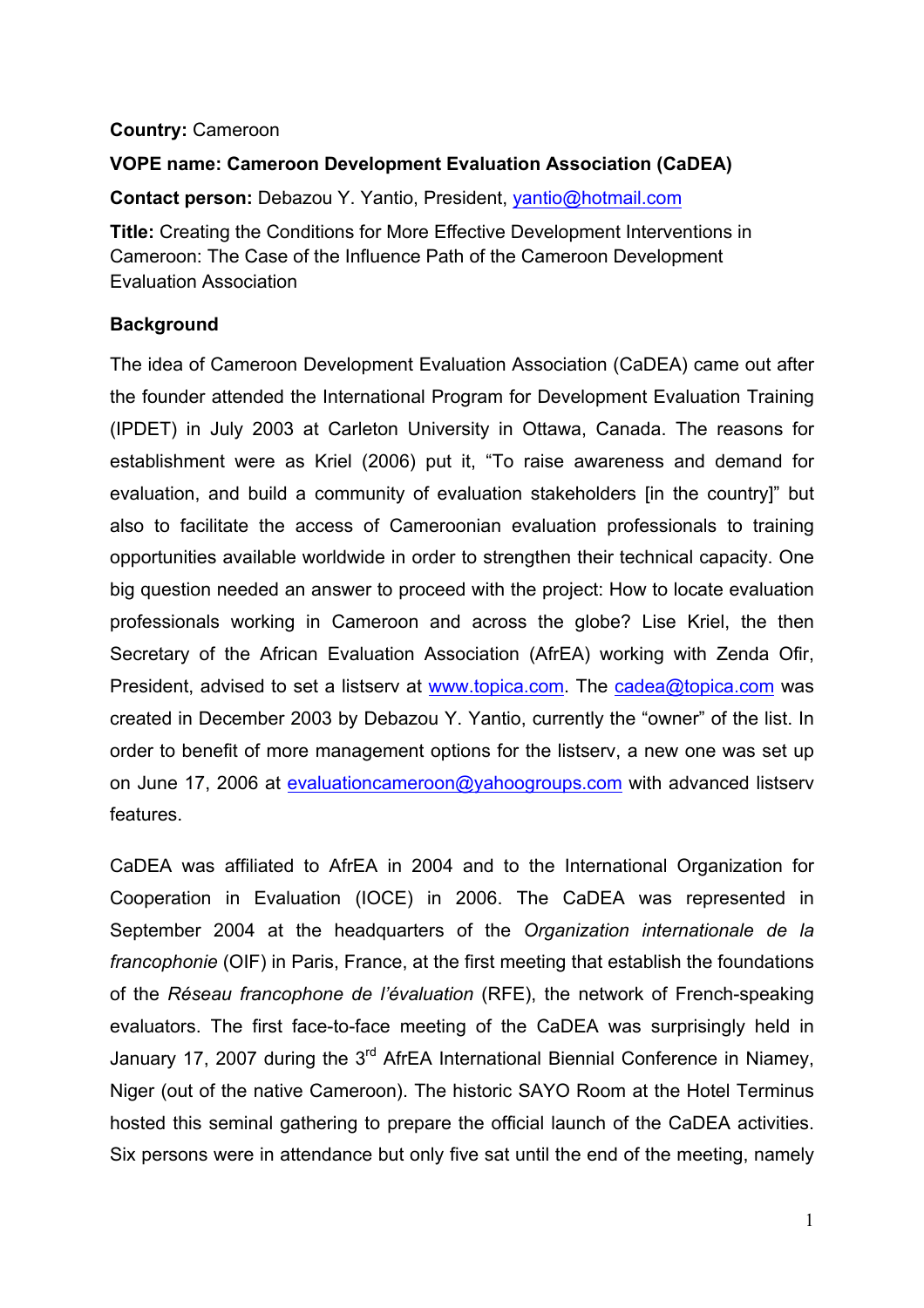**Country:** Cameroon

**VOPE name: Cameroon Development Evaluation Association (CaDEA)**

**Contact person:** Debazou Y. Yantio, President, yantio@hotmail.com

**Title:** Creating the Conditions for More Effective Development Interventions in Cameroon: The Case of the Influence Path of the Cameroon Development Evaluation Association

**Background**

The idea of Cameroon Development Evaluation Association (CaDEA) came out after the founder attended the International Program for Development Evaluation Training (IPDET) in July 2003 at Carleton University in Ottawa, Canada. The reasons for establishment were as Kriel (2006) put it, "To raise awareness and demand for evaluation, and build a community of evaluation stakeholders [in the country]" but also to facilitate the access of Cameroonian evaluation professionals to training opportunities available worldwide in order to strengthen their technical capacity. One big question needed an answer to proceed with the project: How to locate evaluation professionals working in Cameroon and across the globe? Lise Kriel, the then Secretary of the African Evaluation Association (AfrEA) working with Zenda Ofir, President, advised to set a listserv at www.topica.com. The cadea@topica.com was created in December 2003 by Debazou Y. Yantio, currently the "owner" of the list. In order to benefit of more management options for the listserv, a new one was set up on June 17, 2006 at evaluationcameroon@yahoogroups.com with advanced listserv features.

CaDEA was affiliated to AfrEA in 2004 and to the International Organization for Cooperation in Evaluation (IOCE) in 2006. The CaDEA was represented in September 2004 at the headquarters of the *Organization internationale de la francophonie* (OIF) in Paris, France, at the first meeting that establish the foundations of the *Réseau francophone de l'évaluation* (RFE), the network of French-speaking evaluators. The first face-to-face meeting of the CaDEA was surprisingly held in January 17, 2007 during the 3rd AfrEA International Biennial Conference in Niamey, Niger (out of the native Cameroon). The historic SAYO Room at the Hotel Terminus hosted this seminal gathering to prepare the official launch of the CaDEA activities. Six persons were in attendance but only five sat until the end of the meeting, namely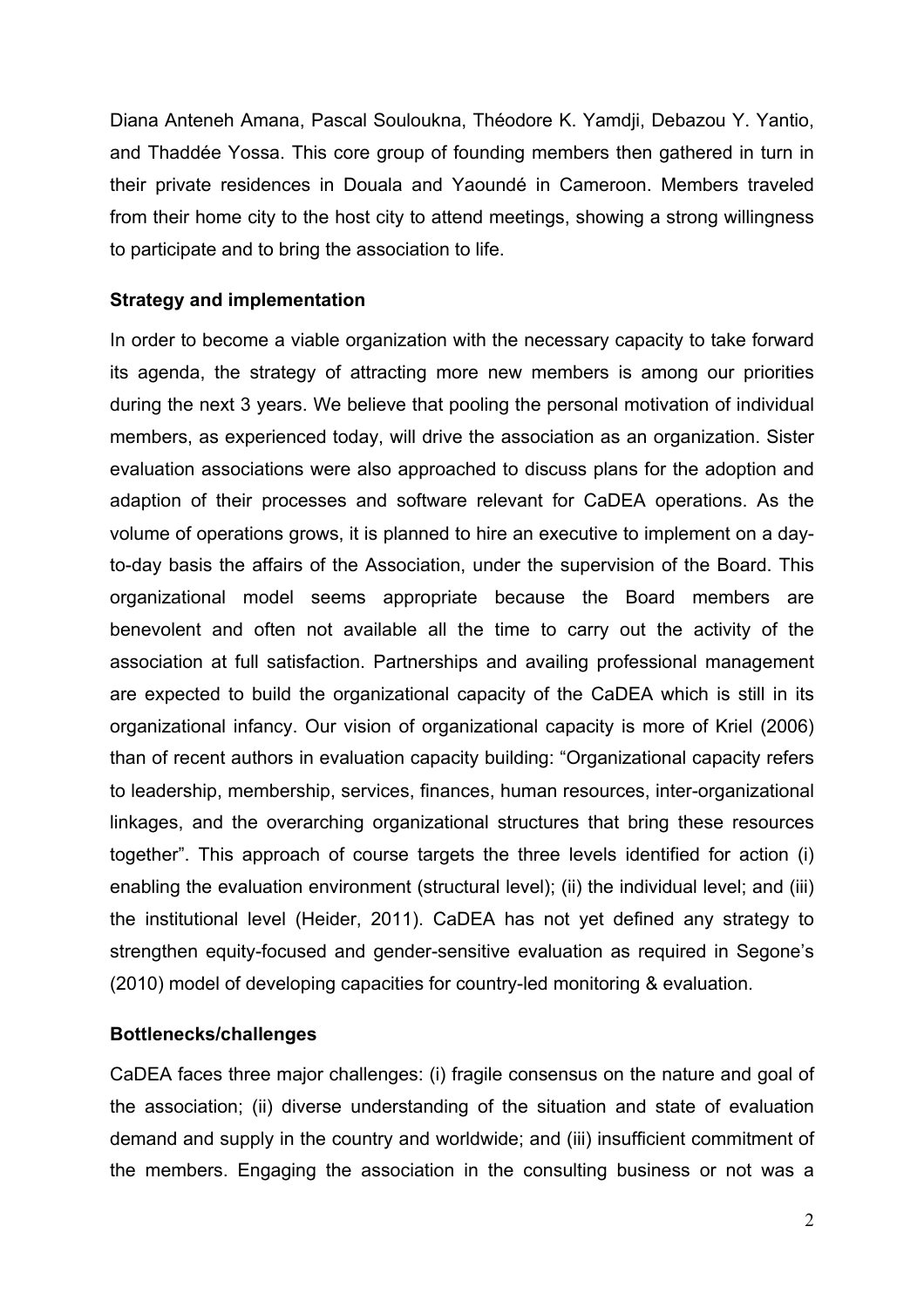Diana Anteneh Amana, Pascal Souloukna, Théodore K. Yamdji, Debazou Y. Yantio, and Thaddée Yossa. This core group of founding members then gathered in turn in their private residences in Douala and Yaoundé in Cameroon. Members traveled from their home city to the host city to attend meetings, showing a strong willingness to participate and to bring the association to life.

**Strategy and implementation**

In order to become a viable organization with the necessary capacity to take forward its agenda, the strategy of attracting more new members is among our priorities during the next 3 years. We believe that pooling the personal motivation of individual members, as experienced today, will drive the association as an organization. Sister evaluation associations were also approached to discuss plans for the adoption and adaption of their processes and software relevant for CaDEA operations. As the volume of operations grows, it is planned to hire an executive to implement on a day-to-day basis the affairs of the Association, under the supervision of the Board. This organizational model seems appropriate because the Board members are benevolent and often not available all the time to carry out the activity of the association at full satisfaction. Partnerships and availing professional management are expected to build the organizational capacity of the CaDEA which is still in its organizational infancy. Our vision of organizational capacity is more of Kriel (2006) than of recent authors in evaluation capacity building: "Organizational capacity refers to leadership, membership, services, finances, human resources, inter-organizational linkages, and the overarching organizational structures that bring these resources together". This approach of course targets the three levels identified for action (i) enabling the evaluation environment (structural level); (ii) the individual level; and (iii) the institutional level (Heider, 2011). CaDEA has not yet defined any strategy to strengthen equity-focused and gender-sensitive evaluation as required in Segone's (2010) model of developing capacities for country-led monitoring & evaluation.

**Bottlenecks/challenges**

CaDEA faces three major challenges: (i) fragile consensus on the nature and goal of the association; (ii) diverse understanding of the situation and state of evaluation demand and supply in the country and worldwide; and (iii) insufficient commitment of the members. Engaging the association in the consulting business or not was a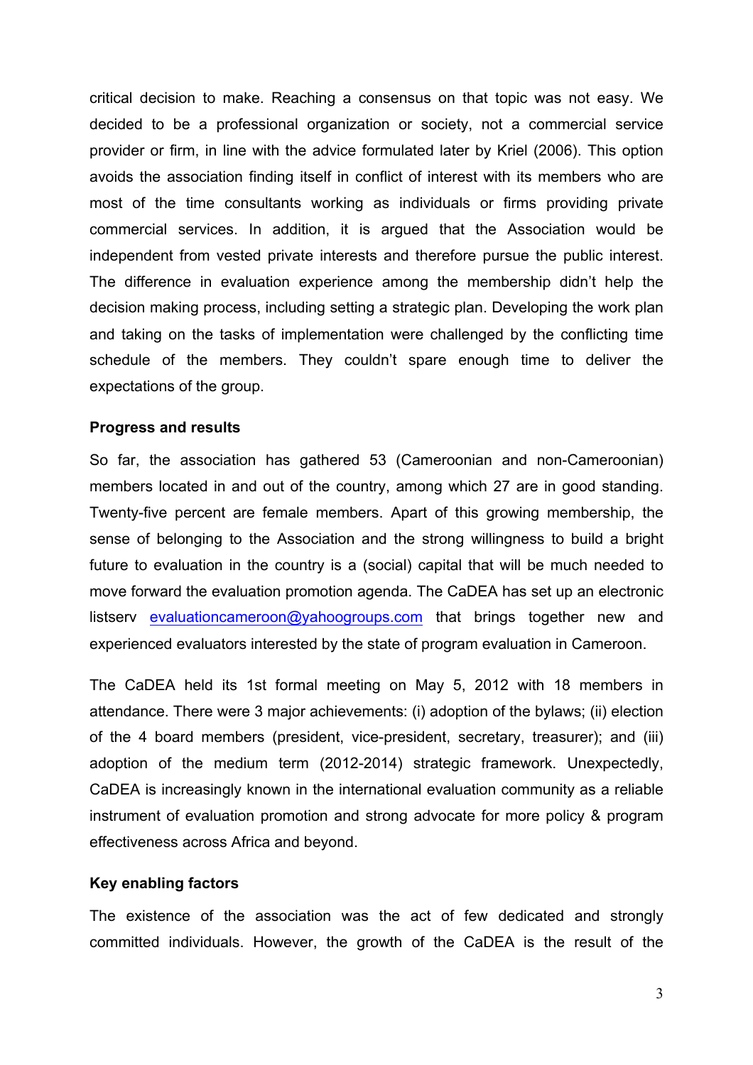critical decision to make. Reaching a consensus on that topic was not easy. We decided to be a professional organization or society, not a commercial service provider or firm, in line with the advice formulated later by Kriel (2006). This option avoids the association finding itself in conflict of interest with its members who are most of the time consultants working as individuals or firms providing private commercial services. In addition, it is argued that the Association would be independent from vested private interests and therefore pursue the public interest. The difference in evaluation experience among the membership didn't help the decision making process, including setting a strategic plan. Developing the work plan and taking on the tasks of implementation were challenged by the conflicting time schedule of the members. They couldn't spare enough time to deliver the expectations of the group.

**Progress and results**

So far, the association has gathered 53 (Cameroonian and non-Cameroonian) members located in and out of the country, among which 27 are in good standing. Twenty-five percent are female members. Apart of this growing membership, the sense of belonging to the Association and the strong willingness to build a bright future to evaluation in the country is a (social) capital that will be much needed to move forward the evaluation promotion agenda. The CaDEA has set up an electronic listserv evaluationcameroon@yahoogroups.com that brings together new and experienced evaluators interested by the state of program evaluation in Cameroon.

The CaDEA held its 1st formal meeting on May 5, 2012 with 18 members in attendance. There were 3 major achievements: (i) adoption of the bylaws; (ii) election of the 4 board members (president, vice-president, secretary, treasurer); and (iii) adoption of the medium term (2012-2014) strategic framework. Unexpectedly, CaDEA is increasingly known in the international evaluation community as a reliable instrument of evaluation promotion and strong advocate for more policy & program effectiveness across Africa and beyond.

**Key enabling factors**

The existence of the association was the act of few dedicated and strongly committed individuals. However, the growth of the CaDEA is the result of the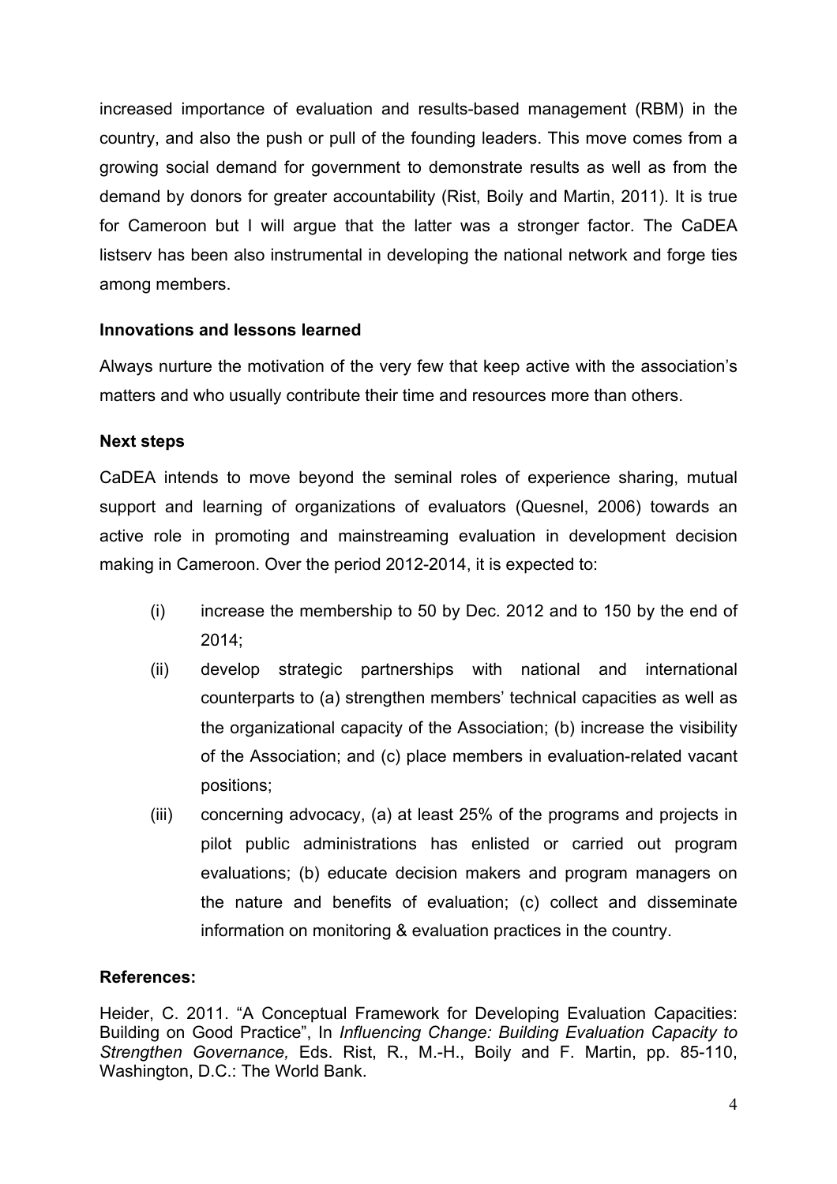increased importance of evaluation and results-based management (RBM) in the country, and also the push or pull of the founding leaders. This move comes from a growing social demand for government to demonstrate results as well as from the demand by donors for greater accountability (Rist, Boily and Martin, 2011). It is true for Cameroon but I will argue that the latter was a stronger factor. The CaDEA listserv has been also instrumental in developing the national network and forge ties among members.

**Innovations and lessons learned**

Always nurture the motivation of the very few that keep active with the association's matters and who usually contribute their time and resources more than others.

**Next steps**

CaDEA intends to move beyond the seminal roles of experience sharing, mutual support and learning of organizations of evaluators (Quesnel, 2006) towards an active role in promoting and mainstreaming evaluation in development decision making in Cameroon. Over the period 2012-2014, it is expected to:

(i) increase the membership to 50 by Dec. 2012 and to 150 by the end of 2014;

(ii) develop strategic partnerships with national and international counterparts to (a) strengthen members' technical capacities as well as the organizational capacity of the Association; (b) increase the visibility of the Association; and (c) place members in evaluation-related vacant positions;

(iii) concerning advocacy, (a) at least 25% of the programs and projects in pilot public administrations has enlisted or carried out program evaluations; (b) educate decision makers and program managers on the nature and benefits of evaluation; (c) collect and disseminate information on monitoring & evaluation practices in the country.

**References:**

Heider, C. 2011. "A Conceptual Framework for Developing Evaluation Capacities: Building on Good Practice", In *Influencing Change: Building Evaluation Capacity to Strengthen Governance,* Eds. Rist, R., M.-H., Boily and F. Martin, pp. 85-110, Washington, D.C.: The World Bank.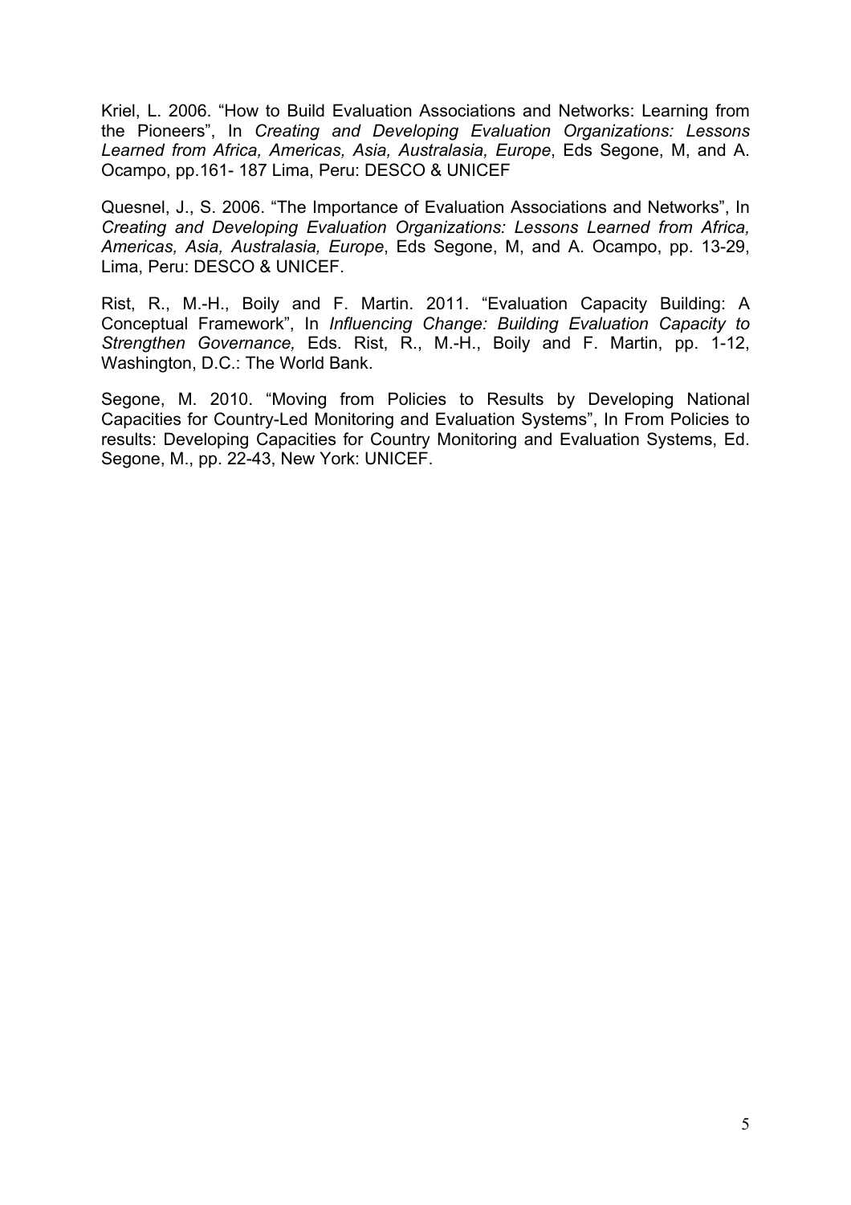Kriel, L. 2006. “How to Build Evaluation Associations and Networks: Learning from the Pioneers”, In *Creating and Developing Evaluation Organizations: Lessons Learned from Africa, Americas, Asia, Australasia, Europe*, Eds Segone, M, and A. Ocampo, pp.161- 187 Lima, Peru: DESCO & UNICEF

Quesnel, J., S. 2006. “The Importance of Evaluation Associations and Networks”, In *Creating and Developing Evaluation Organizations: Lessons Learned from Africa, Americas, Asia, Australasia, Europe*, Eds Segone, M, and A. Ocampo, pp. 13-29, Lima, Peru: DESCO & UNICEF.

Rist, R., M.-H., Boily and F. Martin. 2011. “Evaluation Capacity Building: A Conceptual Framework”, In *Influencing Change: Building Evaluation Capacity to Strengthen Governance,* Eds. Rist, R., M.-H., Boily and F. Martin, pp. 1-12, Washington, D.C.: The World Bank.

Segone, M. 2010. “Moving from Policies to Results by Developing National Capacities for Country-Led Monitoring and Evaluation Systems”, In From Policies to results: Developing Capacities for Country Monitoring and Evaluation Systems, Ed. Segone, M., pp. 22-43, New York: UNICEF.